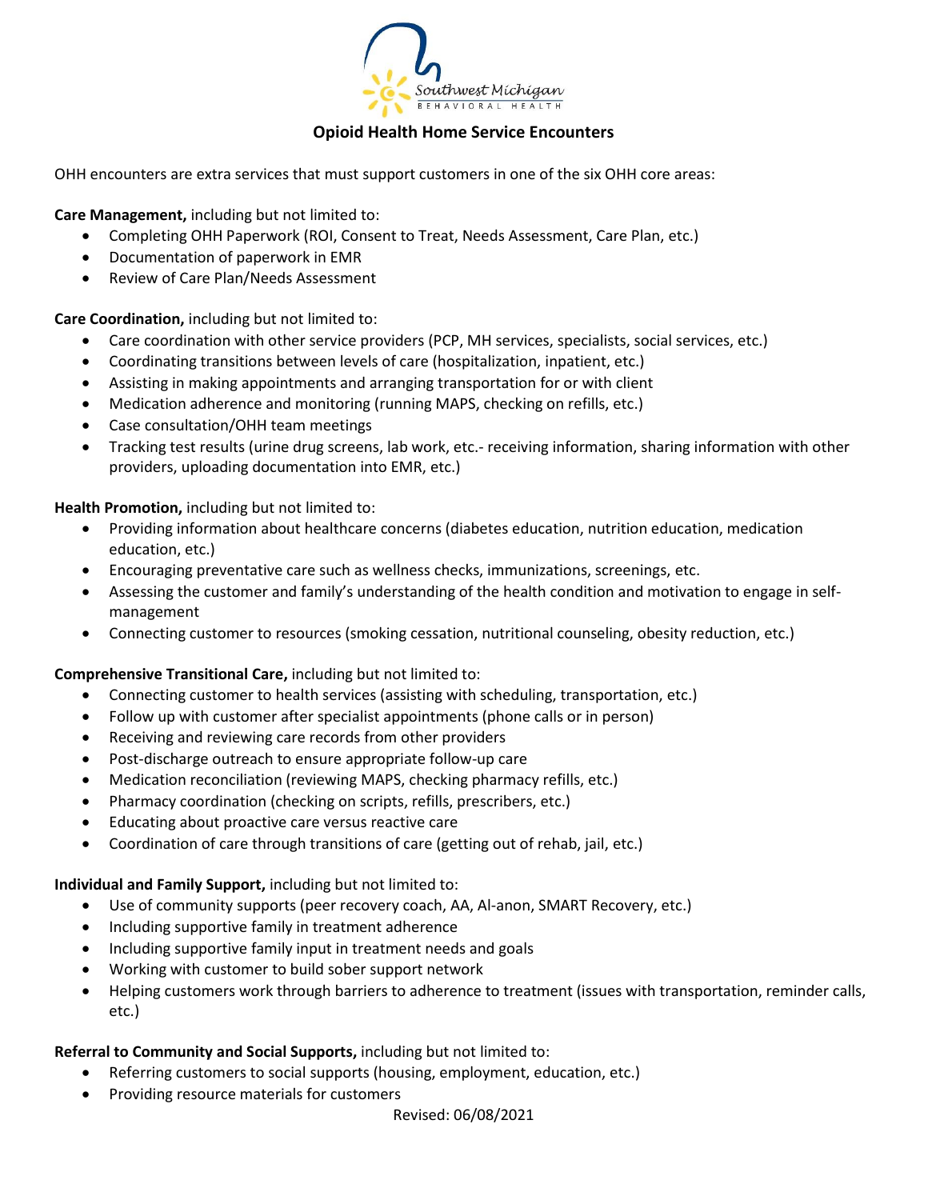# Opioid Health Home Service Encounters

OHH encounters are extra services that must support customers in one of the six OHH core areas:

**Care Management,** including but not limited to:

- Completing OHH Paperwork (ROI, Consent to Treat, Needs Assessment, Care Plan, etc.)
- Documentation of paperwork in EMR
- Review of Care Plan/Needs Assessment

**Care Coordination,** including but not limited to:

- Care coordination with other service providers (PCP, MH services, specialists, social services, etc.)
- Coordinating transitions between levels of care (hospitalization, inpatient, etc.)
- Assisting in making appointments and arranging transportation for or with client
- Medication adherence and monitoring (running MAPS, checking on refills, etc.)
- Case consultation/OHH team meetings
- Tracking test results (urine drug screens, lab work, etc.- receiving information, sharing information with other providers, uploading documentation into EMR, etc.)

**Health Promotion,** including but not limited to:

- Providing information about healthcare concerns (diabetes education, nutrition education, medication education, etc.)
- Encouraging preventative care such as wellness checks, immunizations, screenings, etc.
- Assessing the customer and family's understanding of the health condition and motivation to engage in self-management
- Connecting customer to resources (smoking cessation, nutritional counseling, obesity reduction, etc.)

**Comprehensive Transitional Care,** including but not limited to:

- Connecting customer to health services (assisting with scheduling, transportation, etc.)
- Follow up with customer after specialist appointments (phone calls or in person)
- Receiving and reviewing care records from other providers
- Post-discharge outreach to ensure appropriate follow-up care
- Medication reconciliation (reviewing MAPS, checking pharmacy refills, etc.)
- Pharmacy coordination (checking on scripts, refills, prescribers, etc.)
- Educating about proactive care versus reactive care
- Coordination of care through transitions of care (getting out of rehab, jail, etc.)

**Individual and Family Support,** including but not limited to:

- Use of community supports (peer recovery coach, AA, Al-anon, SMART Recovery, etc.)
- Including supportive family in treatment adherence
- Including supportive family input in treatment needs and goals
- Working with customer to build sober support network
- Helping customers work through barriers to adherence to treatment (issues with transportation, reminder calls, etc.)

**Referral to Community and Social Supports,** including but not limited to:

- Referring customers to social supports (housing, employment, education, etc.)
- Providing resource materials for customers

Revised: 06/08/2021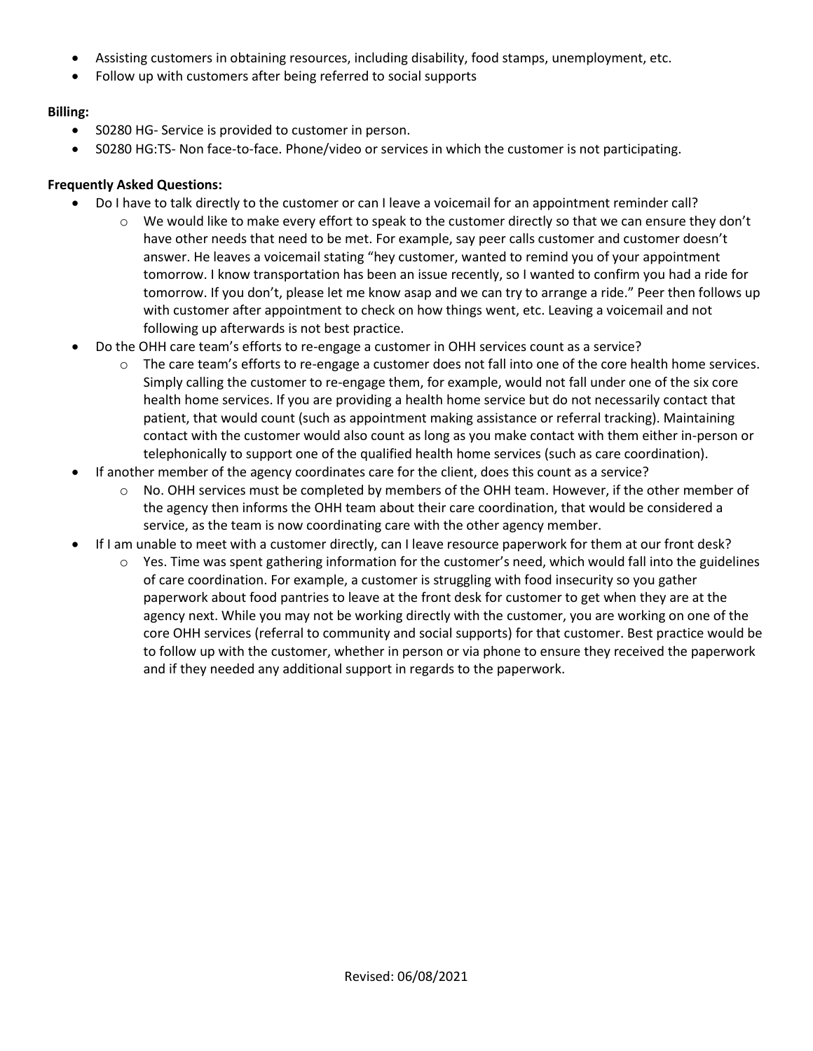- Assisting customers in obtaining resources, including disability, food stamps, unemployment, etc.
- Follow up with customers after being referred to social supports

**Billing:**

- S0280 HG- Service is provided to customer in person.
- S0280 HG:TS- Non face-to-face. Phone/video or services in which the customer is not participating.

**Frequently Asked Questions:**

- Do I have to talk directly to the customer or can I leave a voicemail for an appointment reminder call?
    - We would like to make every effort to speak to the customer directly so that we can ensure they don't have other needs that need to be met. For example, say peer calls customer and customer doesn't answer. He leaves a voicemail stating "hey customer, wanted to remind you of your appointment tomorrow. I know transportation has been an issue recently, so I wanted to confirm you had a ride for tomorrow. If you don't, please let me know asap and we can try to arrange a ride." Peer then follows up with customer after appointment to check on how things went, etc. Leaving a voicemail and not following up afterwards is not best practice.
- Do the OHH care team's efforts to re-engage a customer in OHH services count as a service?
    - The care team's efforts to re-engage a customer does not fall into one of the core health home services. Simply calling the customer to re-engage them, for example, would not fall under one of the six core health home services. If you are providing a health home service but do not necessarily contact that patient, that would count (such as appointment making assistance or referral tracking). Maintaining contact with the customer would also count as long as you make contact with them either in-person or telephonically to support one of the qualified health home services (such as care coordination).
- If another member of the agency coordinates care for the client, does this count as a service?
    - No. OHH services must be completed by members of the OHH team. However, if the other member of the agency then informs the OHH team about their care coordination, that would be considered a service, as the team is now coordinating care with the other agency member.
- If I am unable to meet with a customer directly, can I leave resource paperwork for them at our front desk?
    - Yes. Time was spent gathering information for the customer's need, which would fall into the guidelines of care coordination. For example, a customer is struggling with food insecurity so you gather paperwork about food pantries to leave at the front desk for customer to get when they are at the agency next. While you may not be working directly with the customer, you are working on one of the core OHH services (referral to community and social supports) for that customer. Best practice would be to follow up with the customer, whether in person or via phone to ensure they received the paperwork and if they needed any additional support in regards to the paperwork.

Revised: 06/08/2021